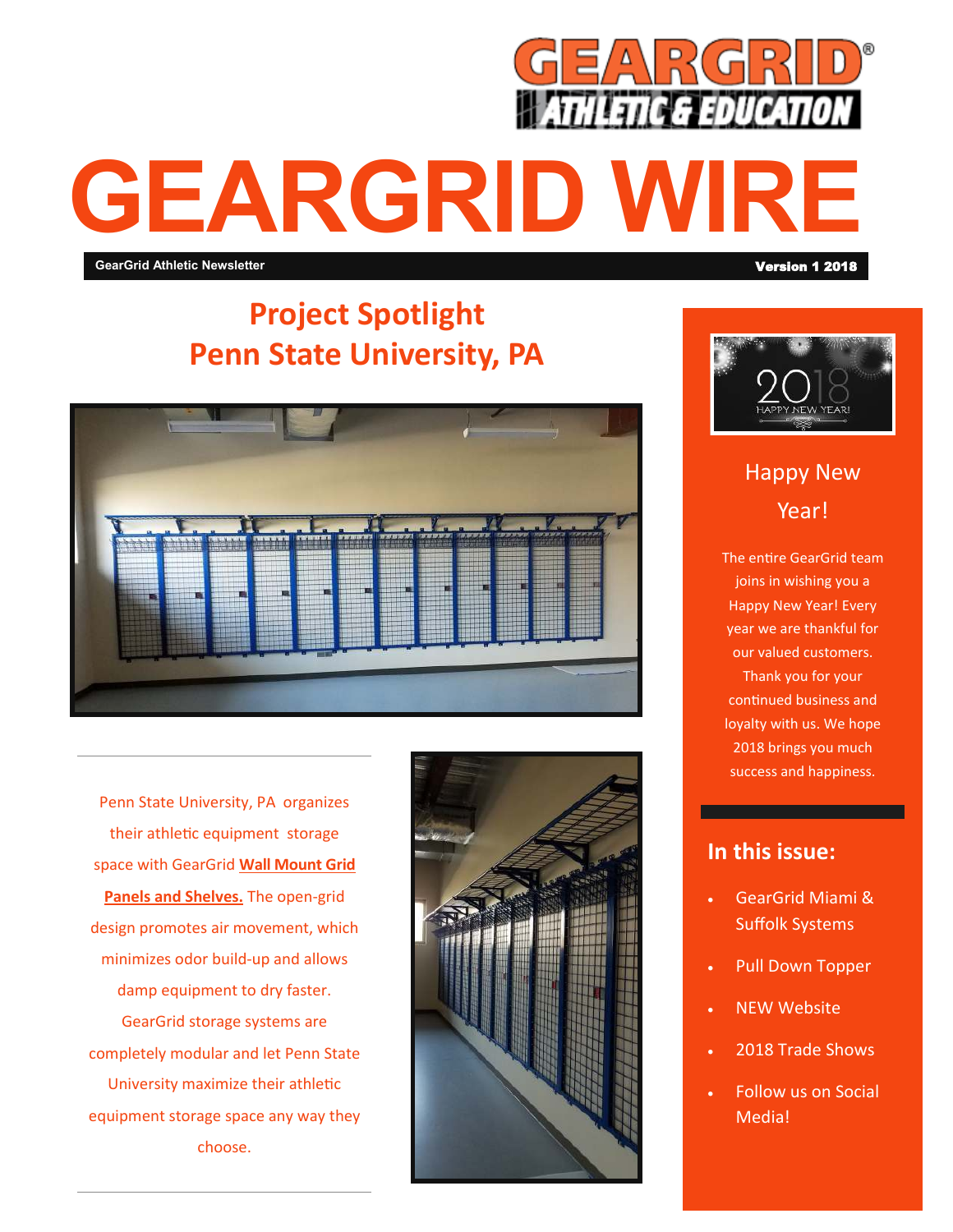# GEARGRID WIRE

GearGrid Athletic Newsletter — Version 1 2018

## Project Spotlight
## Penn State University, PA

Penn State University, PA organizes their athletic equipment storage space with GearGrid **Wall Mount Grid Panels and Shelves.** The open-grid design promotes air movement, which minimizes odor build-up and allows damp equipment to dry faster. GearGrid storage systems are completely modular and let Penn State University maximize their athletic equipment storage space any way they choose.

## Happy New Year!

The entire GearGrid team joins in wishing you a Happy New Year! Every year we are thankful for our valued customers. Thank you for your continued business and loyalty with us. We hope 2018 brings you much success and happiness.

## In this issue:

- GearGrid Miami & Suffolk Systems
- Pull Down Topper
- NEW Website
- 2018 Trade Shows
- Follow us on Social Media!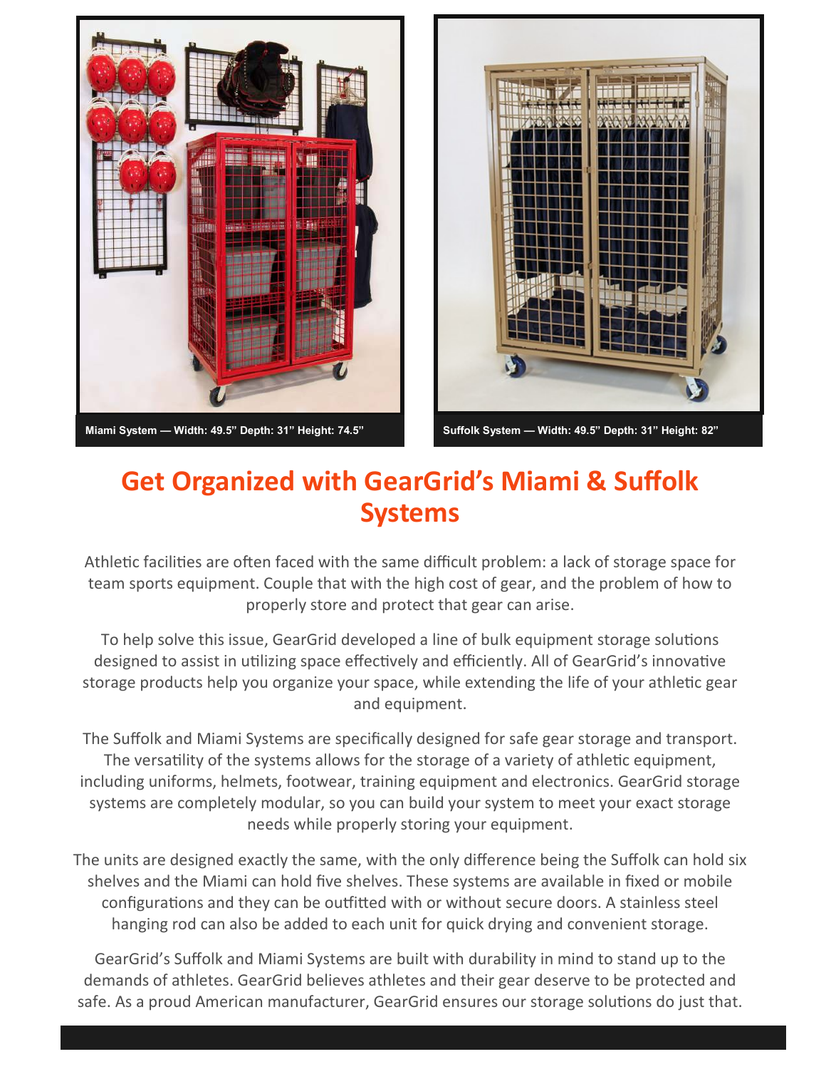Miami System — Width: 49.5” Depth: 31” Height: 74.5”

Suffolk System — Width: 49.5” Depth: 31” Height: 82”

# Get Organized with GearGrid’s Miami & Suffolk Systems

Athletic facilities are often faced with the same difficult problem: a lack of storage space for team sports equipment. Couple that with the high cost of gear, and the problem of how to properly store and protect that gear can arise.

To help solve this issue, GearGrid developed a line of bulk equipment storage solutions designed to assist in utilizing space effectively and efficiently. All of GearGrid’s innovative storage products help you organize your space, while extending the life of your athletic gear and equipment.

The Suffolk and Miami Systems are specifically designed for safe gear storage and transport. The versatility of the systems allows for the storage of a variety of athletic equipment, including uniforms, helmets, footwear, training equipment and electronics. GearGrid storage systems are completely modular, so you can build your system to meet your exact storage needs while properly storing your equipment.

The units are designed exactly the same, with the only difference being the Suffolk can hold six shelves and the Miami can hold five shelves. These systems are available in fixed or mobile configurations and they can be outfitted with or without secure doors. A stainless steel hanging rod can also be added to each unit for quick drying and convenient storage.

GearGrid’s Suffolk and Miami Systems are built with durability in mind to stand up to the demands of athletes. GearGrid believes athletes and their gear deserve to be protected and safe. As a proud American manufacturer, GearGrid ensures our storage solutions do just that.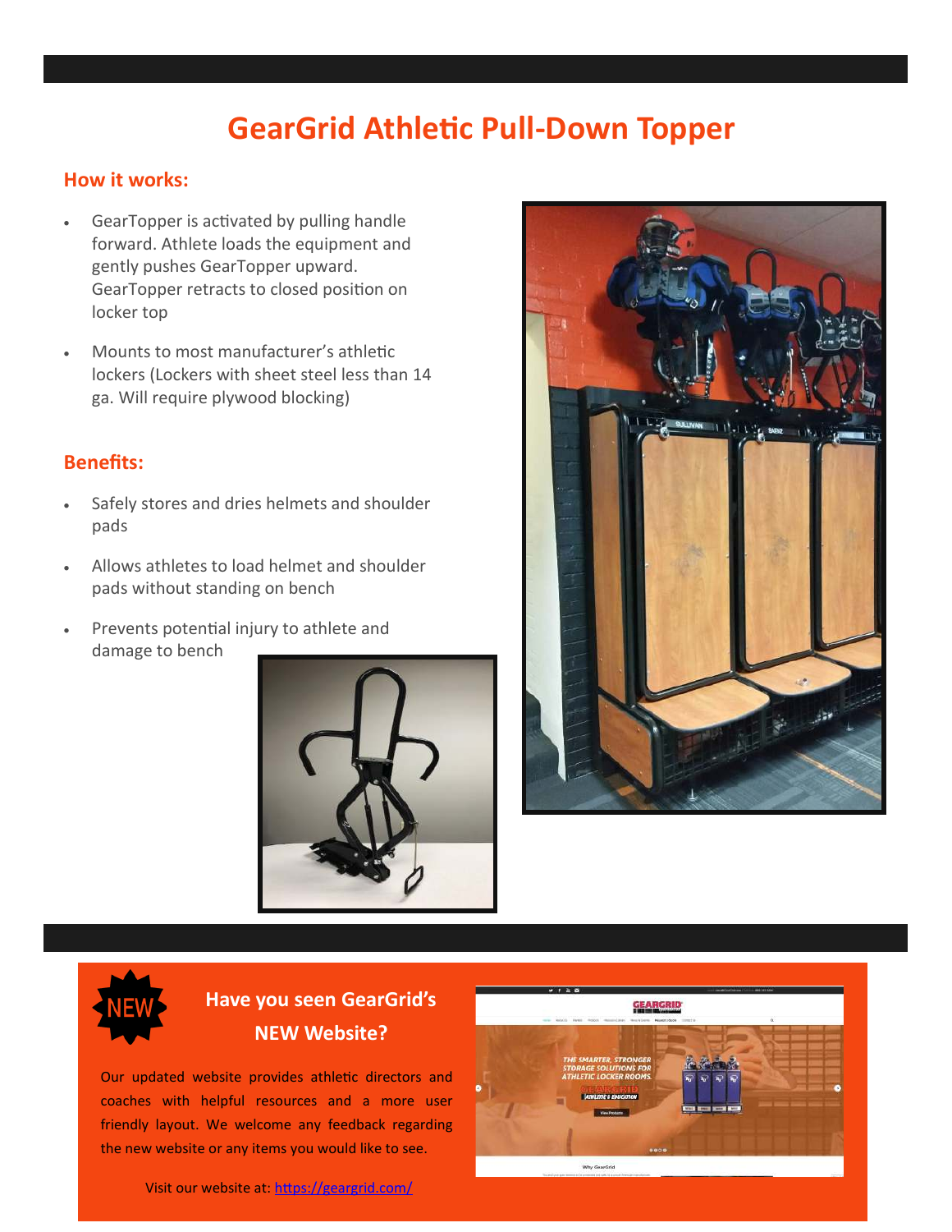# GearGrid Athletic Pull-Down Topper

## How it works:

- GearTopper is activated by pulling handle forward. Athlete loads the equipment and gently pushes GearTopper upward. GearTopper retracts to closed position on locker top
- Mounts to most manufacturer's athletic lockers (Lockers with sheet steel less than 14 ga. Will require plywood blocking)

## Benefits:

- Safely stores and dries helmets and shoulder pads
- Allows athletes to load helmet and shoulder pads without standing on bench
- Prevents potential injury to athlete and damage to bench

NEW

## Have you seen GearGrid's NEW Website?

Our updated website provides athletic directors and coaches with helpful resources and a more user friendly layout. We welcome any feedback regarding the new website or any items you would like to see.

Visit our website at: [https://geargrid.com/](https://geargrid.com/)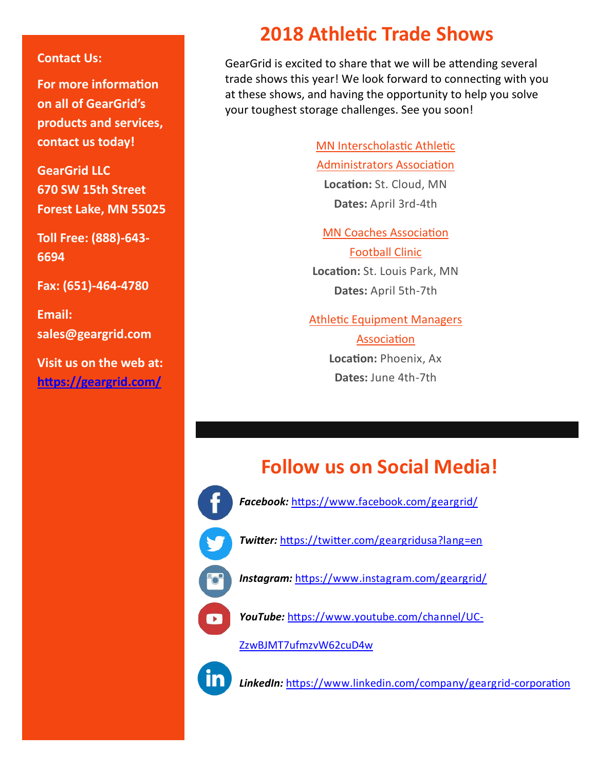Contact Us:

For more information on all of GearGrid's products and services, contact us today!

GearGrid LLC
670 SW 15th Street
Forest Lake, MN 55025

Toll Free: (888)-643-6694

Fax: (651)-464-4780

Email: sales@geargrid.com

Visit us on the web at: https://geargrid.com/

# 2018 Athletic Trade Shows

GearGrid is excited to share that we will be attending several trade shows this year! We look forward to connecting with you at these shows, and having the opportunity to help you solve your toughest storage challenges. See you soon!

MN Interscholastic Athletic Administrators Association
**Location:** St. Cloud, MN
**Dates:** April 3rd-4th

MN Coaches Association Football Clinic
**Location:** St. Louis Park, MN
**Dates:** April 5th-7th

Athletic Equipment Managers Association
**Location:** Phoenix, Ax
**Dates:** June 4th-7th

# Follow us on Social Media!

***Facebook:*** https://www.facebook.com/geargrid/

***Twitter:*** https://twitter.com/geargridusa?lang=en

***Instagram:*** https://www.instagram.com/geargrid/

***YouTube:*** https://www.youtube.com/channel/UC-ZzwBJMT7ufmzvW62cuD4w

***LinkedIn:*** https://www.linkedin.com/company/geargrid-corporation